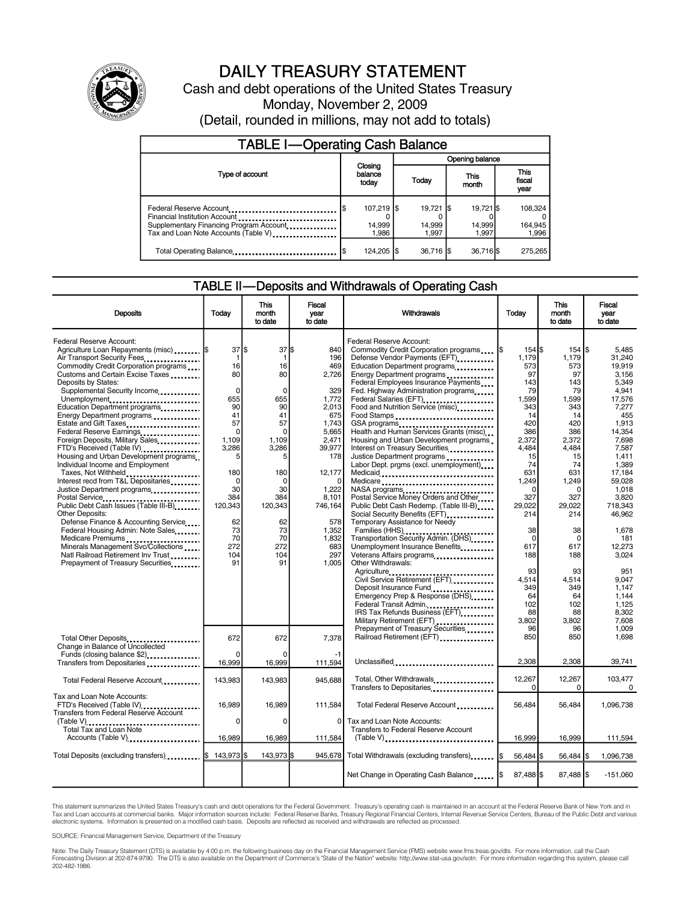# DAILY TREASURY STATEMENT

Cash and debt operations of the United States Treasury

Monday, November 2, 2009

(Detail, rounded in millions, may not add to totals)

## TABLE I—Operating Cash Balance

| Type of account | Closing balance today | Opening balance Today | Opening balance This month | Opening balance This fiscal year |
|---|---|---|---|---|
| Federal Reserve Account | $ 107,219 | $ 19,721 | $ 19,721 | $ 108,324 |
| Financial Institution Account | 0 | 0 | 0 | 0 |
| Supplementary Financing Program Account | 14,999 | 14,999 | 14,999 | 164,945 |
| Tax and Loan Note Accounts (Table V) | 1,986 | 1,997 | 1,997 | 1,996 |
| Total Operating Balance | $ 124,205 | $ 36,716 | $ 36,716 | $ 275,265 |

## TABLE II—Deposits and Withdrawals of Operating Cash

| Deposits | Today | This month to date | Fiscal year to date |
|---|---|---|---|
| Federal Reserve Account: | | | |
| Agriculture Loan Repayments (misc) | $ 37 | $ 37 | $ 840 |
| Air Transport Security Fees | 1 | 1 | 196 |
| Commodity Credit Corporation programs | 16 | 16 | 469 |
| Customs and Certain Excise Taxes | 80 | 80 | 2,726 |
| Deposits by States: | | | |
| Supplemental Security Income | 0 | 0 | 329 |
| Unemployment | 655 | 655 | 1,772 |
| Education Department programs | 90 | 90 | 2,013 |
| Energy Department programs | 41 | 41 | 675 |
| Estate and Gift Taxes | 57 | 57 | 1,743 |
| Federal Reserve Earnings | 0 | 0 | 5,665 |
| Foreign Deposits, Military Sales | 1,109 | 1,109 | 2,471 |
| FTD's Received (Table IV) | 3,286 | 3,286 | 39,977 |
| Housing and Urban Development programs | 5 | 5 | 178 |
| Individual Income and Employment Taxes, Not Withheld | 180 | 180 | 12,177 |
| Interest recd from T&L Depositaries | 0 | 0 | 0 |
| Justice Department programs | 30 | 30 | 1,222 |
| Postal Service | 384 | 384 | 8,101 |
| Public Debt Cash Issues (Table III-B) | 120,343 | 120,343 | 746,164 |
| Other Deposits: | | | |
| Defense Finance & Accounting Service | 62 | 62 | 578 |
| Federal Housing Admin: Note Sales | 73 | 73 | 1,352 |
| Medicare Premiums | 70 | 70 | 1,832 |
| Minerals Management Svc/Collections | 272 | 272 | 683 |
| Natl Railroad Retirement Inv Trust | 104 | 104 | 297 |
| Prepayment of Treasury Securities | 91 | 91 | 1,005 |
| Total Other Deposits | 672 | 672 | 7,378 |
| Change in Balance of Uncollected Funds (closing balance $2) | 0 | 0 | -1 |
| Transfers from Depositaries | 16,999 | 16,999 | 111,594 |
| Total Federal Reserve Account | 143,983 | 143,983 | 945,688 |
| Tax and Loan Note Accounts: | | | |
| FTD's Received (Table IV) | 16,989 | 16,989 | 111,584 |
| Transfers from Federal Reserve Account (Table V) | 0 | 0 | 0 |
| Total Tax and Loan Note Accounts (Table V) | 16,989 | 16,989 | 111,584 |
| Total Deposits (excluding transfers) | $ 143,973 | $ 143,973 | $ 945,678 |

| Withdrawals | Today | This month to date | Fiscal year to date |
|---|---|---|---|
| Federal Reserve Account: | | | |
| Commodity Credit Corporation programs | $ 154 | $ 154 | $ 5,485 |
| Defense Vendor Payments (EFT) | 1,179 | 1,179 | 31,240 |
| Education Department programs | 573 | 573 | 19,919 |
| Energy Department programs | 97 | 97 | 3,156 |
| Federal Employees Insurance Payments | 143 | 143 | 5,349 |
| Fed. Highway Administration programs | 79 | 79 | 4,941 |
| Federal Salaries (EFT) | 1,599 | 1,599 | 17,576 |
| Food and Nutrition Service (misc) | 343 | 343 | 7,277 |
| Food Stamps | 14 | 14 | 455 |
| GSA programs | 420 | 420 | 1,913 |
| Health and Human Services Grants (misc) | 386 | 386 | 14,354 |
| Housing and Urban Development programs | 2,372 | 2,372 | 7,698 |
| Interest on Treasury Securities | 4,484 | 4,484 | 7,587 |
| Justice Department programs | 15 | 15 | 1,411 |
| Labor Dept. prgms (excl. unemployment) | 74 | 74 | 1,389 |
| Medicaid | 631 | 631 | 17,184 |
| Medicare | 1,249 | 1,249 | 59,028 |
| NASA programs | 0 | 0 | 1,018 |
| Postal Service Money Orders and Other | 327 | 327 | 3,820 |
| Public Debt Cash Redemp. (Table III-B) | 29,022 | 29,022 | 718,343 |
| Social Security Benefits (EFT) | 214 | 214 | 46,962 |
| Temporary Assistance for Needy Families (HHS) | 38 | 38 | 1,678 |
| Transportation Security Admin. (DHS) | 0 | 0 | 181 |
| Unemployment Insurance Benefits | 617 | 617 | 12,273 |
| Veterans Affairs programs | 188 | 188 | 3,024 |
| Other Withdrawals: | | | |
| Agriculture | 93 | 93 | 951 |
| Civil Service Retirement (EFT) | 4,514 | 4,514 | 9,047 |
| Deposit Insurance Fund | 349 | 349 | 1,147 |
| Emergency Prep & Response (DHS) | 64 | 64 | 1,144 |
| Federal Transit Admin. | 102 | 102 | 1,125 |
| IRS Tax Refunds Business (EFT) | 88 | 88 | 8,302 |
| Military Retirement (EFT) | 3,802 | 3,802 | 7,608 |
| Prepayment of Treasury Securities | 96 | 96 | 1,009 |
| Railroad Retirement (EFT) | 850 | 850 | 1,698 |
| Unclassified | 2,308 | 2,308 | 39,741 |
| Total, Other Withdrawals | 12,267 | 12,267 | 103,477 |
| Transfers to Depositaries | 0 | 0 | 0 |
| Total Federal Reserve Account | 56,484 | 56,484 | 1,096,738 |
| Tax and Loan Note Accounts: | | | |
| Transfers to Federal Reserve Account (Table V) | 16,999 | 16,999 | 111,594 |
| Total Withdrawals (excluding transfers) | $ 56,484 | $ 56,484 | $ 1,096,738 |
| Net Change in Operating Cash Balance | $ 87,488 | $ 87,488 | $ -151,060 |

This statement summarizes the United States Treasury's cash and debt operations for the Federal Government. Treasury's operating cash is maintained in an account at the Federal Reserve Bank of New York and in Tax and Loan accounts at commercial banks. Major information sources include: Federal Reserve Banks, Treasury Regional Financial Centers, Internal Revenue Service Centers, Bureau of the Public Debt and various electronic systems. Information is presented on a modified cash basis. Deposits are reflected as received and withdrawals are reflected as processed.

SOURCE: Financial Management Service, Department of the Treasury

Note: The Daily Treasury Statement (DTS) is available by 4:00 p.m. the following business day on the Financial Management Service (FMS) website www.fms.treas.gov/dts. For more information, call the Cash Forecasting Division at 202-874-9790. The DTS is also available on the Department of Commerce's "State of the Nation" website: http://www.stat-usa.gov/sotn. For more information regarding this system, please call 202-482-1986.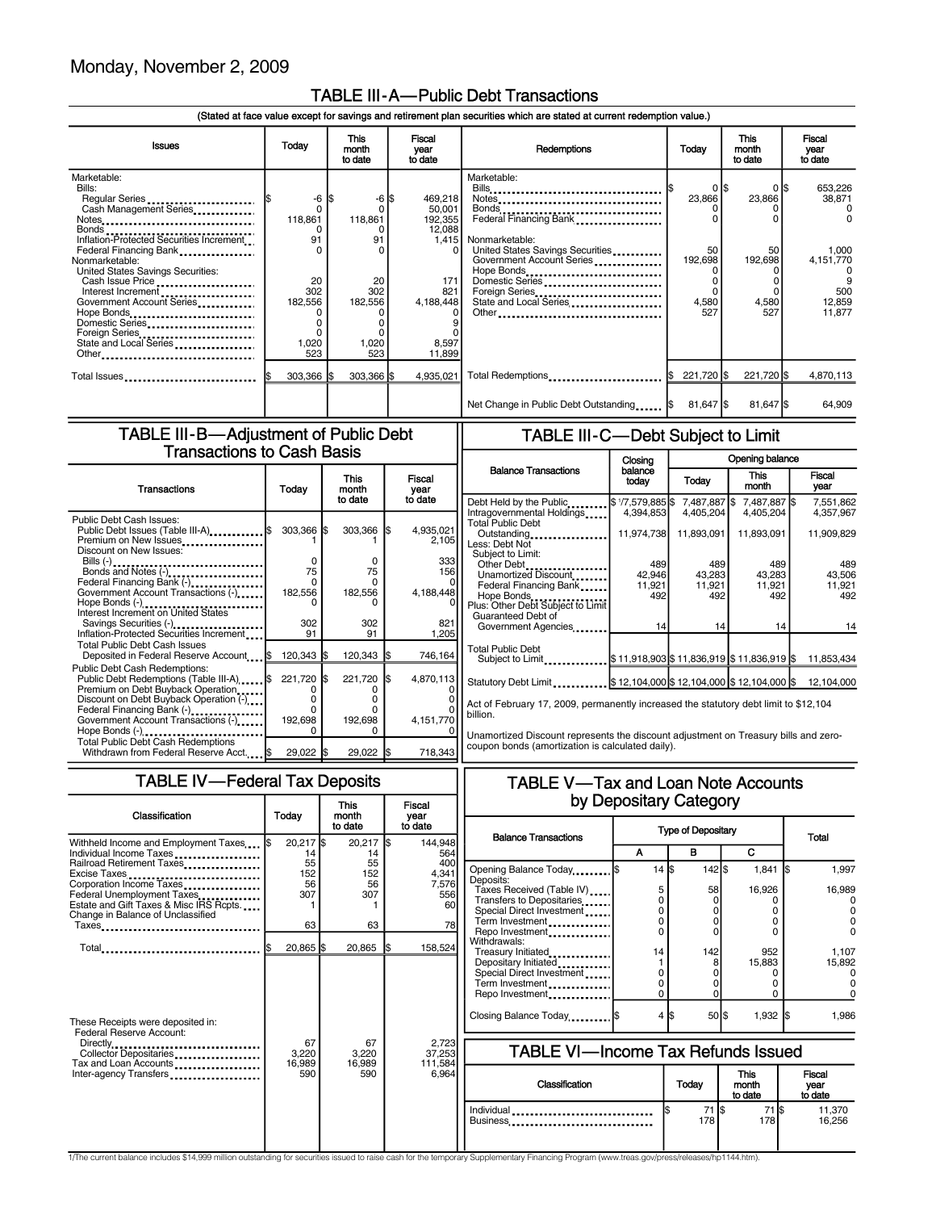Monday, November 2, 2009

## TABLE III-A—Public Debt Transactions

(Stated at face value except for savings and retirement plan securities which are stated at current redemption value.)

| Issues | Today | This month to date | Fiscal year to date |
|---|---|---|---|
| Marketable: | | | |
| Bills: | | | |
| Regular Series | $ -6 | $ -6 | $ 469,218 |
| Cash Management Series | 0 | 0 | 50,001 |
| Notes | 118,861 | 118,861 | 192,355 |
| Bonds | 0 | 0 | 12,088 |
| Inflation-Protected Securities Increment | 91 | 91 | 1,415 |
| Federal Financing Bank | 0 | 0 | 0 |
| Nonmarketable: | | | |
| United States Savings Securities: | | | |
| Cash Issue Price | 20 | 20 | 171 |
| Interest Increment | 302 | 302 | 821 |
| Government Account Series | 182,556 | 182,556 | 4,188,448 |
| Hope Bonds | 0 | 0 | 0 |
| Domestic Series | 0 | 0 | 9 |
| Foreign Series | 0 | 0 | 0 |
| State and Local Series | 1,020 | 1,020 | 8,597 |
| Other | 523 | 523 | 11,899 |
| Total Issues | $ 303,366 | $ 303,366 | $ 4,935,021 |

| Redemptions | Today | This month to date | Fiscal year to date |
|---|---|---|---|
| Marketable: | | | |
| Bills | $ 0 | $ 0 | $ 653,226 |
| Notes | 23,866 | 23,866 | 38,871 |
| Bonds | 0 | 0 | 0 |
| Federal Financing Bank | 0 | 0 | 0 |
| Nonmarketable: | | | |
| United States Savings Securities | 50 | 50 | 1,000 |
| Government Account Series | 192,698 | 192,698 | 4,151,770 |
| Hope Bonds | 0 | 0 | 0 |
| Domestic Series | 0 | 0 | 9 |
| Foreign Series | 0 | 0 | 500 |
| State and Local Series | 4,580 | 4,580 | 12,859 |
| Other | 527 | 527 | 11,877 |
| Total Redemptions | $ 221,720 | $ 221,720 | $ 4,870,113 |
| Net Change in Public Debt Outstanding | $ 81,647 | $ 81,647 | $ 64,909 |

## TABLE III-B—Adjustment of Public Debt Transactions to Cash Basis

| Transactions | Today | This month to date | Fiscal year to date |
|---|---|---|---|
| Public Debt Cash Issues: | | | |
| Public Debt Issues (Table III-A) | $ 303,366 | $ 303,366 | $ 4,935,021 |
| Premium on New Issues | 1 | 1 | 2,105 |
| Discount on New Issues: | | | |
| Bills (-) | 0 | 0 | 333 |
| Bonds and Notes (-) | 75 | 75 | 156 |
| Federal Financing Bank (-) | 0 | 0 | 0 |
| Government Account Transactions (-) | 182,556 | 182,556 | 4,188,448 |
| Hope Bonds (-) | 0 | 0 | 0 |
| Interest Increment on United States Savings Securities (-) | 302 | 302 | 821 |
| Inflation-Protected Securities Increment | 91 | 91 | 1,205 |
| Total Public Debt Cash Issues Deposited in Federal Reserve Account | $ 120,343 | $ 120,343 | $ 746,164 |
| Public Debt Cash Redemptions: | | | |
| Public Debt Redemptions (Table III-A) | $ 221,720 | $ 221,720 | $ 4,870,113 |
| Premium on Debt Buyback Operation | 0 | 0 | 0 |
| Discount on Debt Buyback Operation (-) | 0 | 0 | 0 |
| Federal Financing Bank (-) | 0 | 0 | 0 |
| Government Account Transactions (-) | 192,698 | 192,698 | 4,151,770 |
| Hope Bonds (-) | 0 | 0 | 0 |
| Total Public Debt Cash Redemptions Withdrawn from Federal Reserve Acct. | $ 29,022 | $ 29,022 | $ 718,343 |

## TABLE III-C—Debt Subject to Limit

| Balance Transactions | Closing balance today | Opening balance Today | Opening balance This month | Opening balance Fiscal year |
|---|---|---|---|---|
| Debt Held by the Public | $ [1]7,579,885 | $ 7,487,887 | $ 7,487,887 | $ 7,551,862 |
| Intragovernmental Holdings | 4,394,853 | 4,405,204 | 4,405,204 | 4,357,967 |
| Total Public Debt Outstanding | 11,974,738 | 11,893,091 | 11,893,091 | 11,909,829 |
| Less: Debt Not Subject to Limit: | | | | |
| Other Debt | 489 | 489 | 489 | 489 |
| Unamortized Discount | 42,946 | 43,283 | 43,283 | 43,506 |
| Federal Financing Bank | 11,921 | 11,921 | 11,921 | 11,921 |
| Hope Bonds | 492 | 492 | 492 | 492 |
| Plus: Other Debt Subject to Limit Guaranteed Debt of Government Agencies | 14 | 14 | 14 | 14 |
| Total Public Debt Subject to Limit | $ 11,918,903 | $ 11,836,919 | $ 11,836,919 | $ 11,853,434 |
| Statutory Debt Limit | $ 12,104,000 | $ 12,104,000 | $ 12,104,000 | $ 12,104,000 |

Act of February 17, 2009, permanently increased the statutory debt limit to $12,104 billion.

Unamortized Discount represents the discount adjustment on Treasury bills and zero-coupon bonds (amortization is calculated daily).

## TABLE IV—Federal Tax Deposits

| Classification | Today | This month to date | Fiscal year to date |
|---|---|---|---|
| Withheld Income and Employment Taxes | $ 20,217 | $ 20,217 | $ 144,948 |
| Individual Income Taxes | 14 | 14 | 564 |
| Railroad Retirement Taxes | 55 | 55 | 400 |
| Excise Taxes | 152 | 152 | 4,341 |
| Corporation Income Taxes | 56 | 56 | 7,576 |
| Federal Unemployment Taxes | 307 | 307 | 556 |
| Estate and Gift Taxes & Misc IRS Rcpts. | 1 | 1 | 60 |
| Change in Balance of Unclassified Taxes | 63 | 63 | 78 |
| Total | $ 20,865 | $ 20,865 | $ 158,524 |
| These Receipts were deposited in: | | | |
| Federal Reserve Account: | | | |
| Directly | 67 | 67 | 2,723 |
| Collector Depositaries | 3,220 | 3,220 | 37,253 |
| Tax and Loan Accounts | 16,989 | 16,989 | 111,584 |
| Inter-agency Transfers | 590 | 590 | 6,964 |

## TABLE V—Tax and Loan Note Accounts by Depositary Category

| Balance Transactions | Type of Depositary A | Type of Depositary B | Type of Depositary C | Total |
|---|---|---|---|---|
| Opening Balance Today | $ 14 | $ 142 | $ 1,841 | $ 1,997 |
| Deposits: | | | | |
| Taxes Received (Table IV) | 5 | 58 | 16,926 | 16,989 |
| Transfers to Depositaries | 0 | 0 | 0 | 0 |
| Special Direct Investment | 0 | 0 | 0 | 0 |
| Term Investment | 0 | 0 | 0 | 0 |
| Repo Investment | 0 | 0 | 0 | 0 |
| Withdrawals: | | | | |
| Treasury Initiated | 14 | 142 | 952 | 1,107 |
| Depositary Initiated | 1 | 8 | 15,883 | 15,892 |
| Special Direct Investment | 0 | 0 | 0 | 0 |
| Term Investment | 0 | 0 | 0 | 0 |
| Repo Investment | 0 | 0 | 0 | 0 |
| Closing Balance Today | $ 4 | $ 50 | $ 1,932 | $ 1,986 |

## TABLE VI—Income Tax Refunds Issued

| Classification | Today | This month to date | Fiscal year to date |
|---|---|---|---|
| Individual | $ 71 | $ 71 | $ 11,370 |
| Business | 178 | 178 | 16,256 |

1/The current balance includes $14,999 million outstanding for securities issued to raise cash for the temporary Supplementary Financing Program (www.treas.gov/press/releases/hp1144.htm).